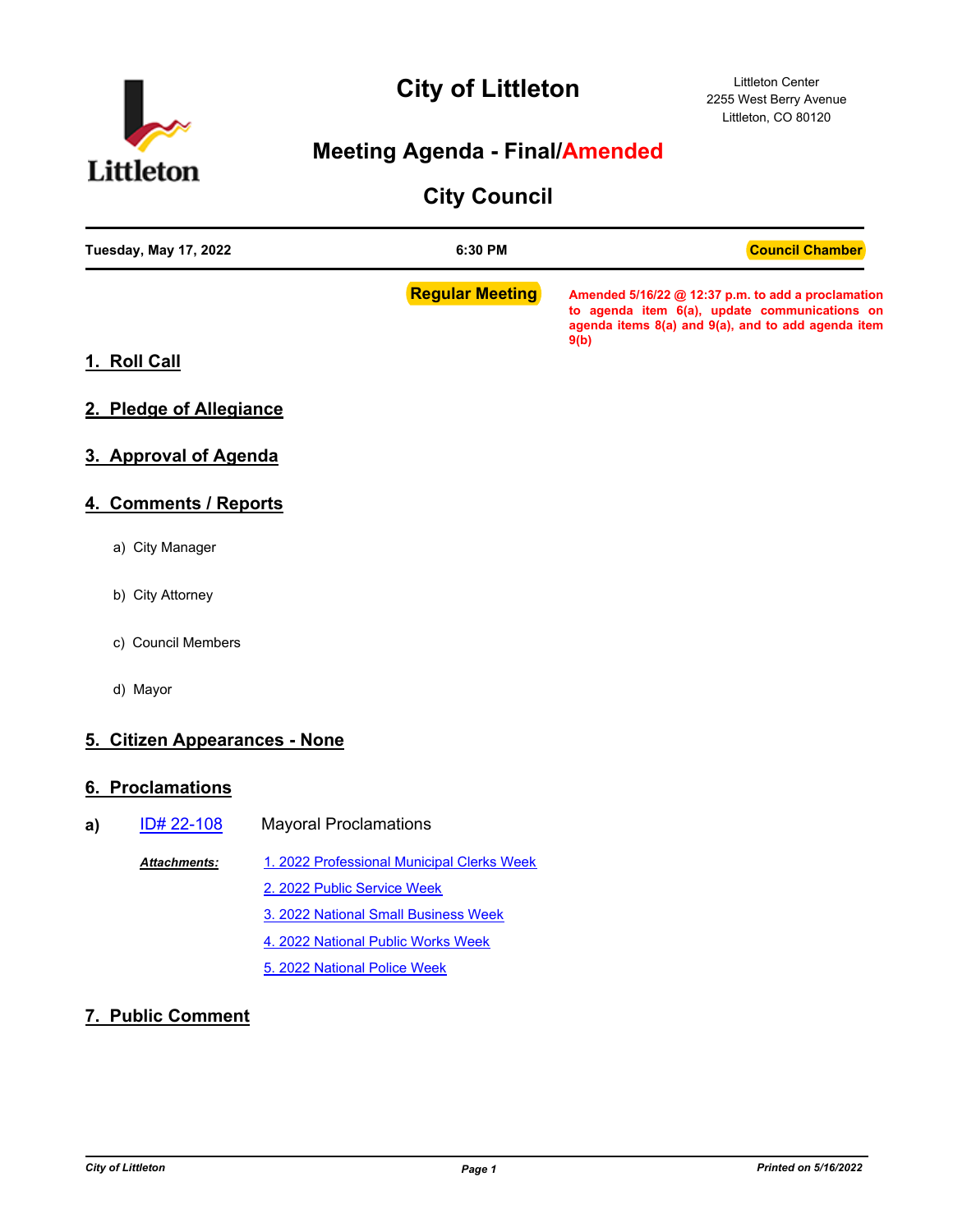# City of Littleton

Littleton Center
2255 West Berry Avenue
Littleton, CO 80120

## Meeting Agenda - Final/Amended

## City Council

**Tuesday, May 17, 2022** | **6:30 PM** | **Council Chamber**

**Regular Meeting**

**Amended 5/16/22 @ 12:37 p.m. to add a proclamation to agenda item 6(a), update communications on agenda items 8(a) and 9(a), and to add agenda item 9(b)**

## 1. Roll Call

## 2. Pledge of Allegiance

## 3. Approval of Agenda

## 4. Comments / Reports

a) City Manager

b) City Attorney

c) Council Members

d) Mayor

## 5. Citizen Appearances - None

## 6. Proclamations

**a)** ID# 22-108 Mayoral Proclamations

***Attachments:***
1. 2022 Professional Municipal Clerks Week
2. 2022 Public Service Week
3. 2022 National Small Business Week
4. 2022 National Public Works Week
5. 2022 National Police Week

## 7. Public Comment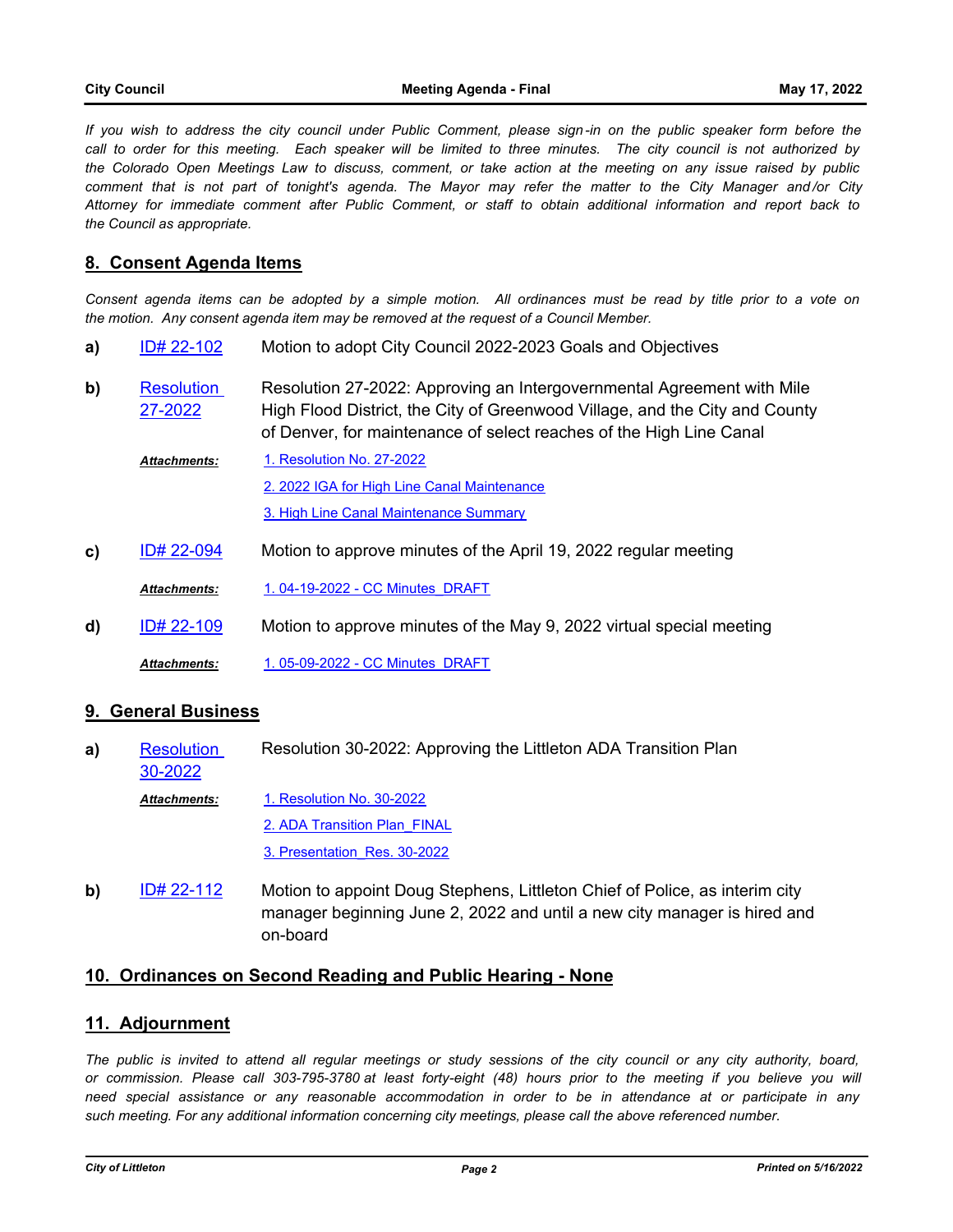*If you wish to address the city council under Public Comment, please sign-in on the public speaker form before the call to order for this meeting. Each speaker will be limited to three minutes. The city council is not authorized by the Colorado Open Meetings Law to discuss, comment, or take action at the meeting on any issue raised by public comment that is not part of tonight's agenda. The Mayor may refer the matter to the City Manager and/or City Attorney for immediate comment after Public Comment, or staff to obtain additional information and report back to the Council as appropriate.*

## 8. Consent Agenda Items

*Consent agenda items can be adopted by a simple motion. All ordinances must be read by title prior to a vote on the motion. Any consent agenda item may be removed at the request of a Council Member.*

**a)** ID# 22-102 — Motion to adopt City Council 2022-2023 Goals and Objectives

**b)** Resolution 27-2022 — Resolution 27-2022: Approving an Intergovernmental Agreement with Mile High Flood District, the City of Greenwood Village, and the City and County of Denver, for maintenance of select reaches of the High Line Canal

***Attachments:***
1. Resolution No. 27-2022
2. 2022 IGA for High Line Canal Maintenance
3. High Line Canal Maintenance Summary

**c)** ID# 22-094 — Motion to approve minutes of the April 19, 2022 regular meeting

***Attachments:***
1. 04-19-2022 - CC Minutes_DRAFT

**d)** ID# 22-109 — Motion to approve minutes of the May 9, 2022 virtual special meeting

***Attachments:***
1. 05-09-2022 - CC Minutes_DRAFT

## 9. General Business

**a)** Resolution 30-2022 — Resolution 30-2022: Approving the Littleton ADA Transition Plan

***Attachments:***
1. Resolution No. 30-2022
2. ADA Transition Plan_FINAL
3. Presentation_Res. 30-2022

**b)** ID# 22-112 — Motion to appoint Doug Stephens, Littleton Chief of Police, as interim city manager beginning June 2, 2022 and until a new city manager is hired and on-board

## 10. Ordinances on Second Reading and Public Hearing - None

## 11. Adjournment

*The public is invited to attend all regular meetings or study sessions of the city council or any city authority, board, or commission. Please call 303-795-3780 at least forty-eight (48) hours prior to the meeting if you believe you will need special assistance or any reasonable accommodation in order to be in attendance at or participate in any such meeting. For any additional information concerning city meetings, please call the above referenced number.*